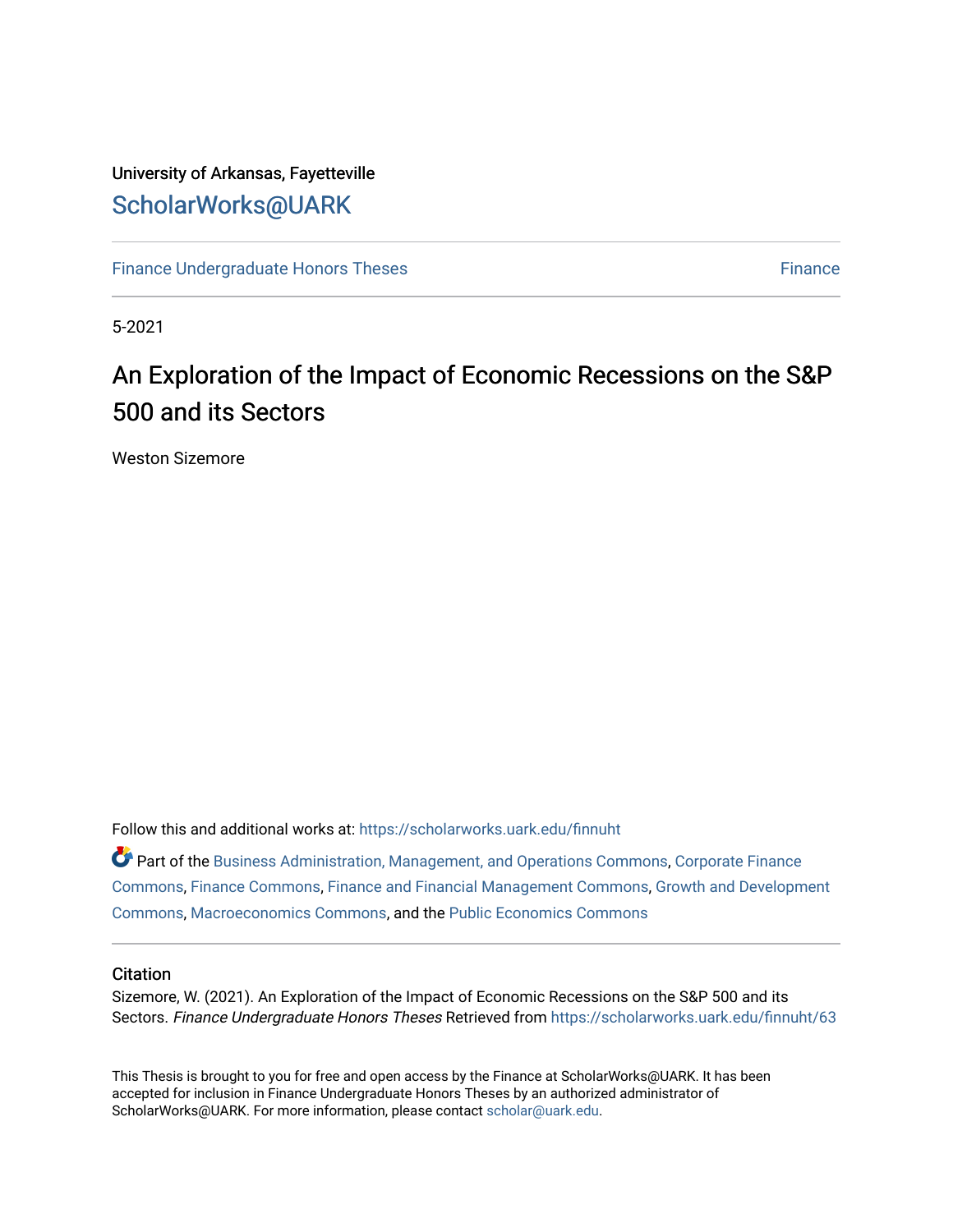University of Arkansas, Fayetteville

ScholarWorks@UARK

Finance Undergraduate Honors Theses — Finance

5-2021

# An Exploration of the Impact of Economic Recessions on the S&P 500 and its Sectors

Weston Sizemore

Follow this and additional works at: https://scholarworks.uark.edu/finnuht

Part of the Business Administration, Management, and Operations Commons, Corporate Finance Commons, Finance Commons, Finance and Financial Management Commons, Growth and Development Commons, Macroeconomics Commons, and the Public Economics Commons

## Citation

Sizemore, W. (2021). An Exploration of the Impact of Economic Recessions on the S&P 500 and its Sectors. *Finance Undergraduate Honors Theses* Retrieved from https://scholarworks.uark.edu/finnuht/63

This Thesis is brought to you for free and open access by the Finance at ScholarWorks@UARK. It has been accepted for inclusion in Finance Undergraduate Honors Theses by an authorized administrator of ScholarWorks@UARK. For more information, please contact scholar@uark.edu.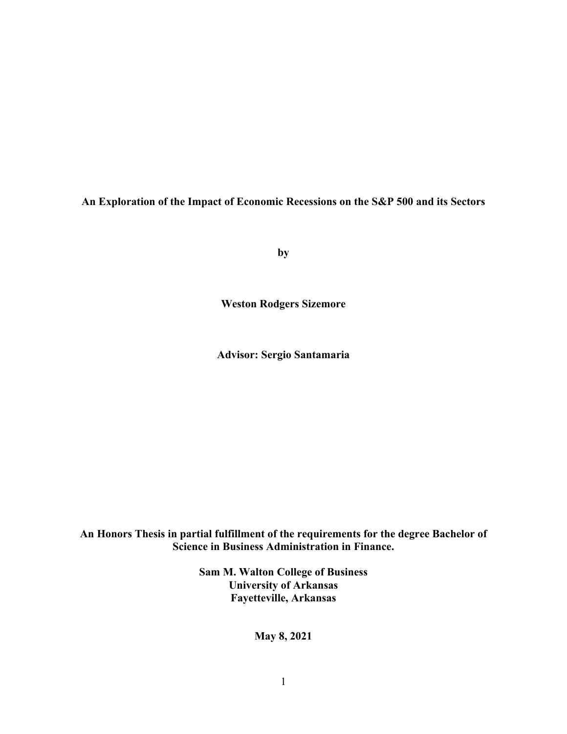**An Exploration of the Impact of Economic Recessions on the S&P 500 and its Sectors**

**by**

**Weston Rodgers Sizemore**

**Advisor: Sergio Santamaria**

**An Honors Thesis in partial fulfillment of the requirements for the degree Bachelor of Science in Business Administration in Finance.**

**Sam M. Walton College of Business**
**University of Arkansas**
**Fayetteville, Arkansas**

**May 8, 2021**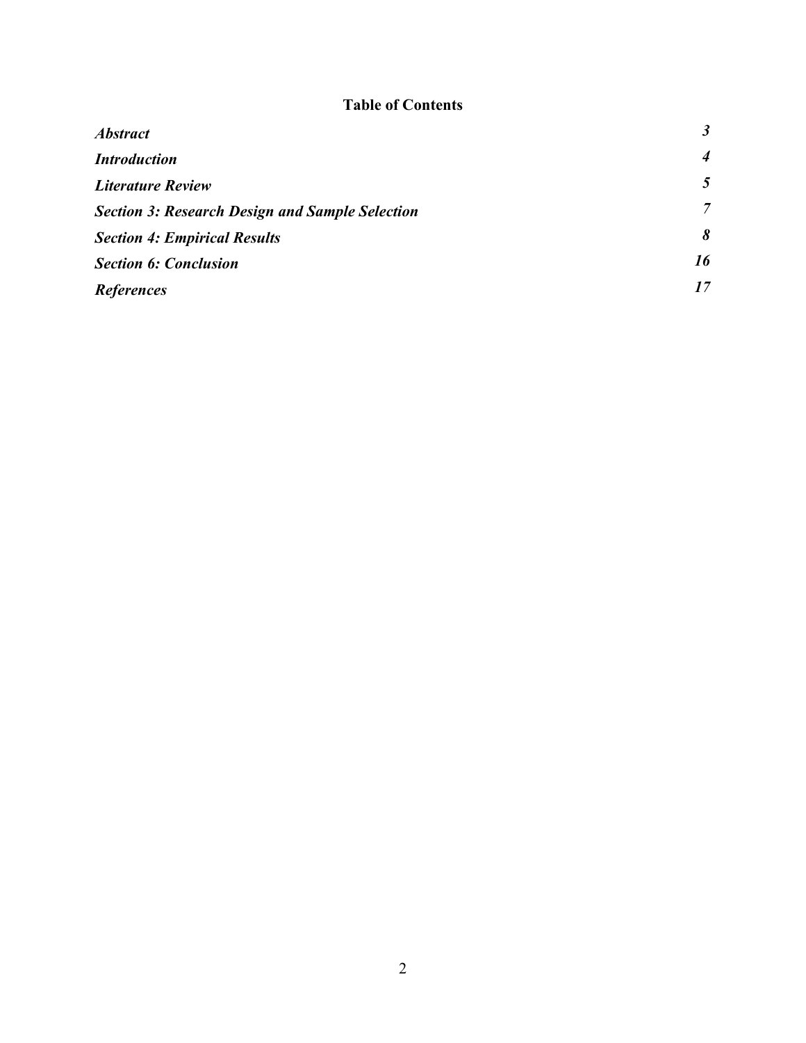# Table of Contents

| | |
|---|---|
| ***Abstract*** | ***3*** |
| ***Introduction*** | ***4*** |
| ***Literature Review*** | ***5*** |
| ***Section 3: Research Design and Sample Selection*** | ***7*** |
| ***Section 4: Empirical Results*** | ***8*** |
| ***Section 6: Conclusion*** | ***16*** |
| ***References*** | ***17*** |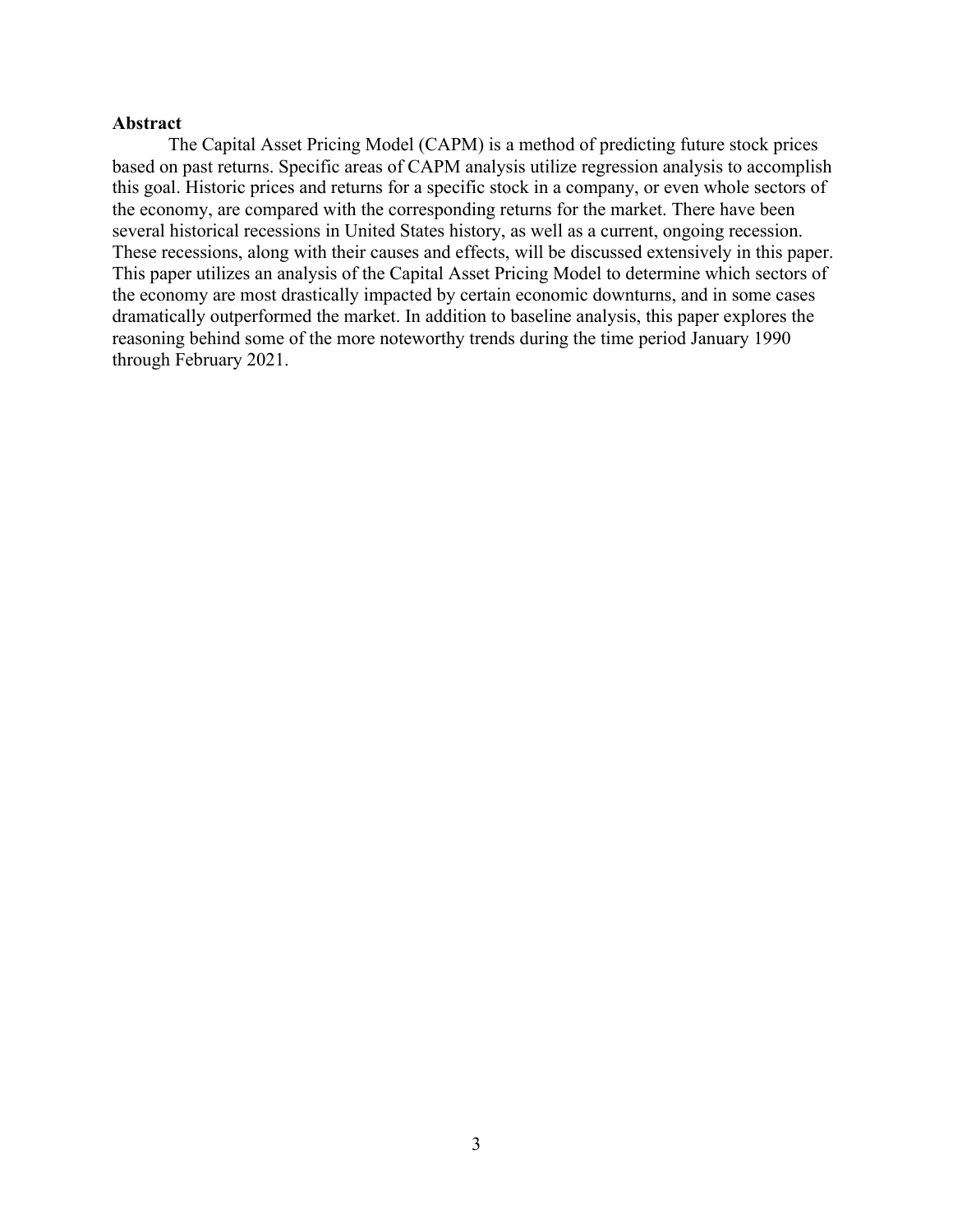## Abstract

The Capital Asset Pricing Model (CAPM) is a method of predicting future stock prices based on past returns. Specific areas of CAPM analysis utilize regression analysis to accomplish this goal. Historic prices and returns for a specific stock in a company, or even whole sectors of the economy, are compared with the corresponding returns for the market. There have been several historical recessions in United States history, as well as a current, ongoing recession. These recessions, along with their causes and effects, will be discussed extensively in this paper. This paper utilizes an analysis of the Capital Asset Pricing Model to determine which sectors of the economy are most drastically impacted by certain economic downturns, and in some cases dramatically outperformed the market. In addition to baseline analysis, this paper explores the reasoning behind some of the more noteworthy trends during the time period January 1990 through February 2021.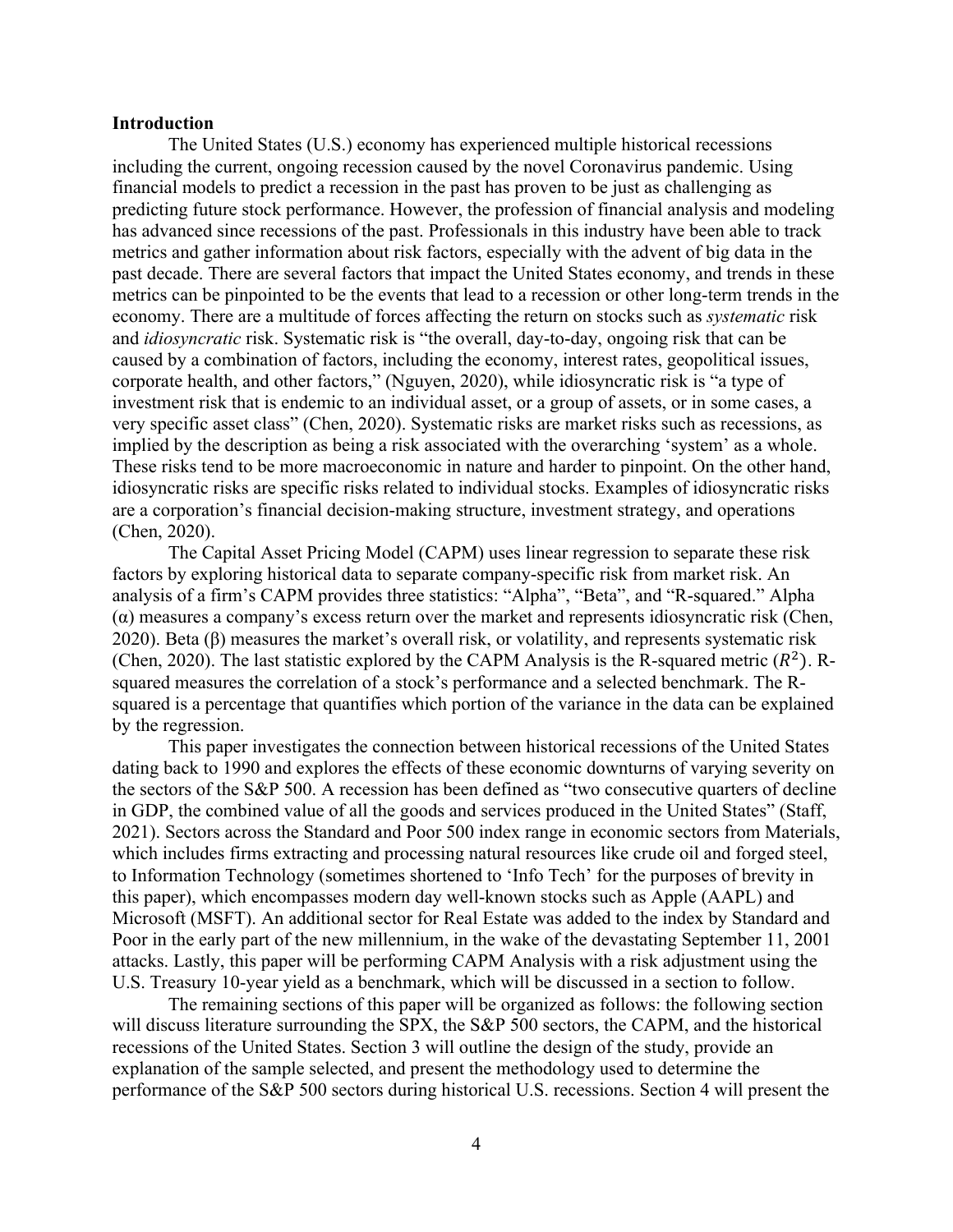## Introduction

The United States (U.S.) economy has experienced multiple historical recessions including the current, ongoing recession caused by the novel Coronavirus pandemic. Using financial models to predict a recession in the past has proven to be just as challenging as predicting future stock performance. However, the profession of financial analysis and modeling has advanced since recessions of the past. Professionals in this industry have been able to track metrics and gather information about risk factors, especially with the advent of big data in the past decade. There are several factors that impact the United States economy, and trends in these metrics can be pinpointed to be the events that lead to a recession or other long-term trends in the economy. There are a multitude of forces affecting the return on stocks such as *systematic* risk and *idiosyncratic* risk. Systematic risk is "the overall, day-to-day, ongoing risk that can be caused by a combination of factors, including the economy, interest rates, geopolitical issues, corporate health, and other factors," (Nguyen, 2020), while idiosyncratic risk is "a type of investment risk that is endemic to an individual asset, or a group of assets, or in some cases, a very specific asset class" (Chen, 2020). Systematic risks are market risks such as recessions, as implied by the description as being a risk associated with the overarching 'system' as a whole. These risks tend to be more macroeconomic in nature and harder to pinpoint. On the other hand, idiosyncratic risks are specific risks related to individual stocks. Examples of idiosyncratic risks are a corporation's financial decision-making structure, investment strategy, and operations (Chen, 2020).

The Capital Asset Pricing Model (CAPM) uses linear regression to separate these risk factors by exploring historical data to separate company-specific risk from market risk. An analysis of a firm's CAPM provides three statistics: "Alpha", "Beta", and "R-squared." Alpha ($\alpha$) measures a company's excess return over the market and represents idiosyncratic risk (Chen, 2020). Beta ($\beta$) measures the market's overall risk, or volatility, and represents systematic risk (Chen, 2020). The last statistic explored by the CAPM Analysis is the R-squared metric ($R^2$). R-squared measures the correlation of a stock's performance and a selected benchmark. The R-squared is a percentage that quantifies which portion of the variance in the data can be explained by the regression.

This paper investigates the connection between historical recessions of the United States dating back to 1990 and explores the effects of these economic downturns of varying severity on the sectors of the S&P 500. A recession has been defined as "two consecutive quarters of decline in GDP, the combined value of all the goods and services produced in the United States" (Staff, 2021). Sectors across the Standard and Poor 500 index range in economic sectors from Materials, which includes firms extracting and processing natural resources like crude oil and forged steel, to Information Technology (sometimes shortened to 'Info Tech' for the purposes of brevity in this paper), which encompasses modern day well-known stocks such as Apple (AAPL) and Microsoft (MSFT). An additional sector for Real Estate was added to the index by Standard and Poor in the early part of the new millennium, in the wake of the devastating September 11, 2001 attacks. Lastly, this paper will be performing CAPM Analysis with a risk adjustment using the U.S. Treasury 10-year yield as a benchmark, which will be discussed in a section to follow.

The remaining sections of this paper will be organized as follows: the following section will discuss literature surrounding the SPX, the S&P 500 sectors, the CAPM, and the historical recessions of the United States. Section 3 will outline the design of the study, provide an explanation of the sample selected, and present the methodology used to determine the performance of the S&P 500 sectors during historical U.S. recessions. Section 4 will present the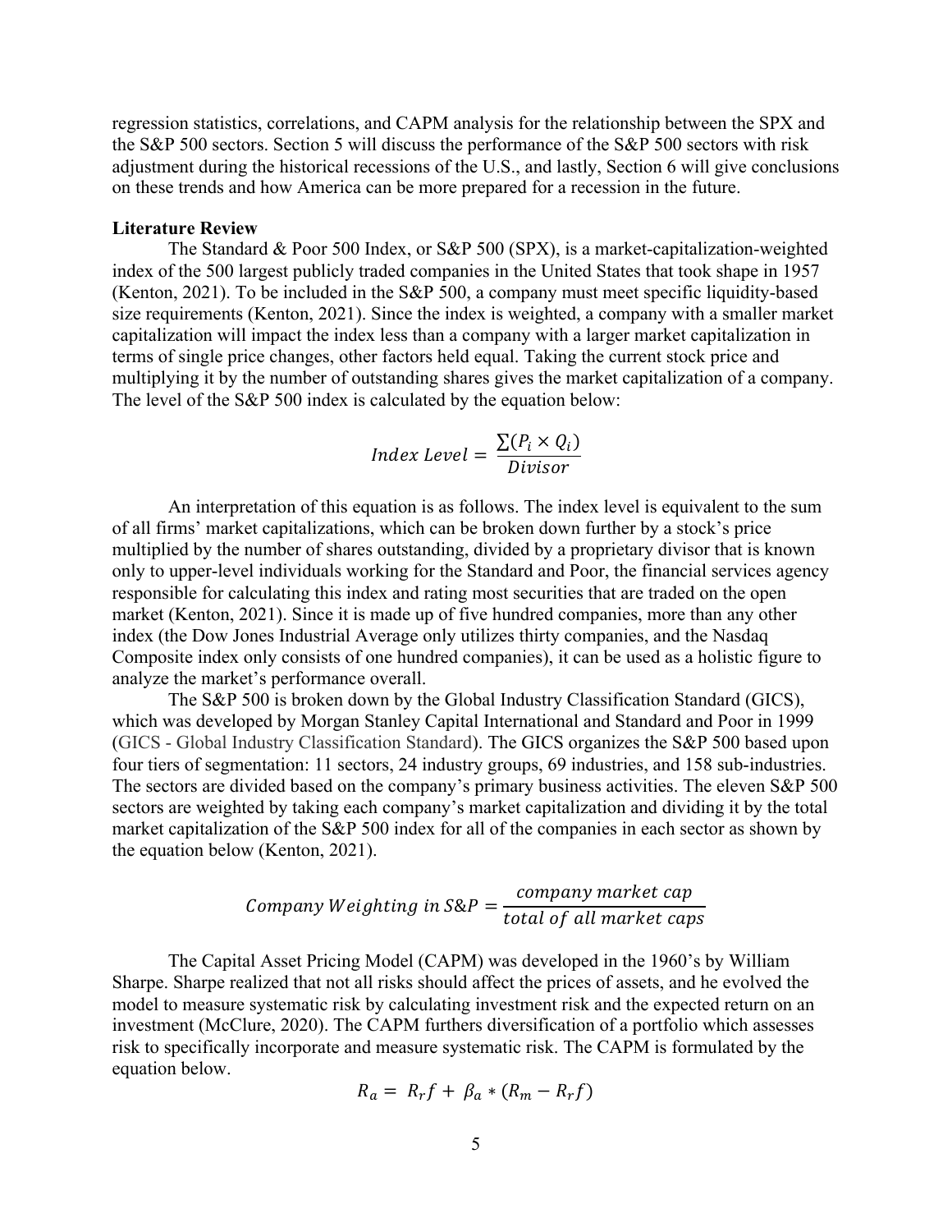regression statistics, correlations, and CAPM analysis for the relationship between the SPX and the S&P 500 sectors. Section 5 will discuss the performance of the S&P 500 sectors with risk adjustment during the historical recessions of the U.S., and lastly, Section 6 will give conclusions on these trends and how America can be more prepared for a recession in the future.

**Literature Review**

The Standard & Poor 500 Index, or S&P 500 (SPX), is a market-capitalization-weighted index of the 500 largest publicly traded companies in the United States that took shape in 1957 (Kenton, 2021). To be included in the S&P 500, a company must meet specific liquidity-based size requirements (Kenton, 2021). Since the index is weighted, a company with a smaller market capitalization will impact the index less than a company with a larger market capitalization in terms of single price changes, other factors held equal. Taking the current stock price and multiplying it by the number of outstanding shares gives the market capitalization of a company. The level of the S&P 500 index is calculated by the equation below:

$$Index\ Level = \frac{\sum(P_i \times Q_i)}{Divisor}$$

An interpretation of this equation is as follows. The index level is equivalent to the sum of all firms' market capitalizations, which can be broken down further by a stock's price multiplied by the number of shares outstanding, divided by a proprietary divisor that is known only to upper-level individuals working for the Standard and Poor, the financial services agency responsible for calculating this index and rating most securities that are traded on the open market (Kenton, 2021). Since it is made up of five hundred companies, more than any other index (the Dow Jones Industrial Average only utilizes thirty companies, and the Nasdaq Composite index only consists of one hundred companies), it can be used as a holistic figure to analyze the market's performance overall.

The S&P 500 is broken down by the Global Industry Classification Standard (GICS), which was developed by Morgan Stanley Capital International and Standard and Poor in 1999 (GICS - Global Industry Classification Standard). The GICS organizes the S&P 500 based upon four tiers of segmentation: 11 sectors, 24 industry groups, 69 industries, and 158 sub-industries. The sectors are divided based on the company's primary business activities. The eleven S&P 500 sectors are weighted by taking each company's market capitalization and dividing it by the total market capitalization of the S&P 500 index for all of the companies in each sector as shown by the equation below (Kenton, 2021).

$$Company\ Weighting\ in\ S\&P = \frac{company\ market\ cap}{total\ of\ all\ market\ caps}$$

The Capital Asset Pricing Model (CAPM) was developed in the 1960's by William Sharpe. Sharpe realized that not all risks should affect the prices of assets, and he evolved the model to measure systematic risk by calculating investment risk and the expected return on an investment (McClure, 2020). The CAPM furthers diversification of a portfolio which assesses risk to specifically incorporate and measure systematic risk. The CAPM is formulated by the equation below.

$$R_a = R_rf + \beta_a * (R_m - R_rf)$$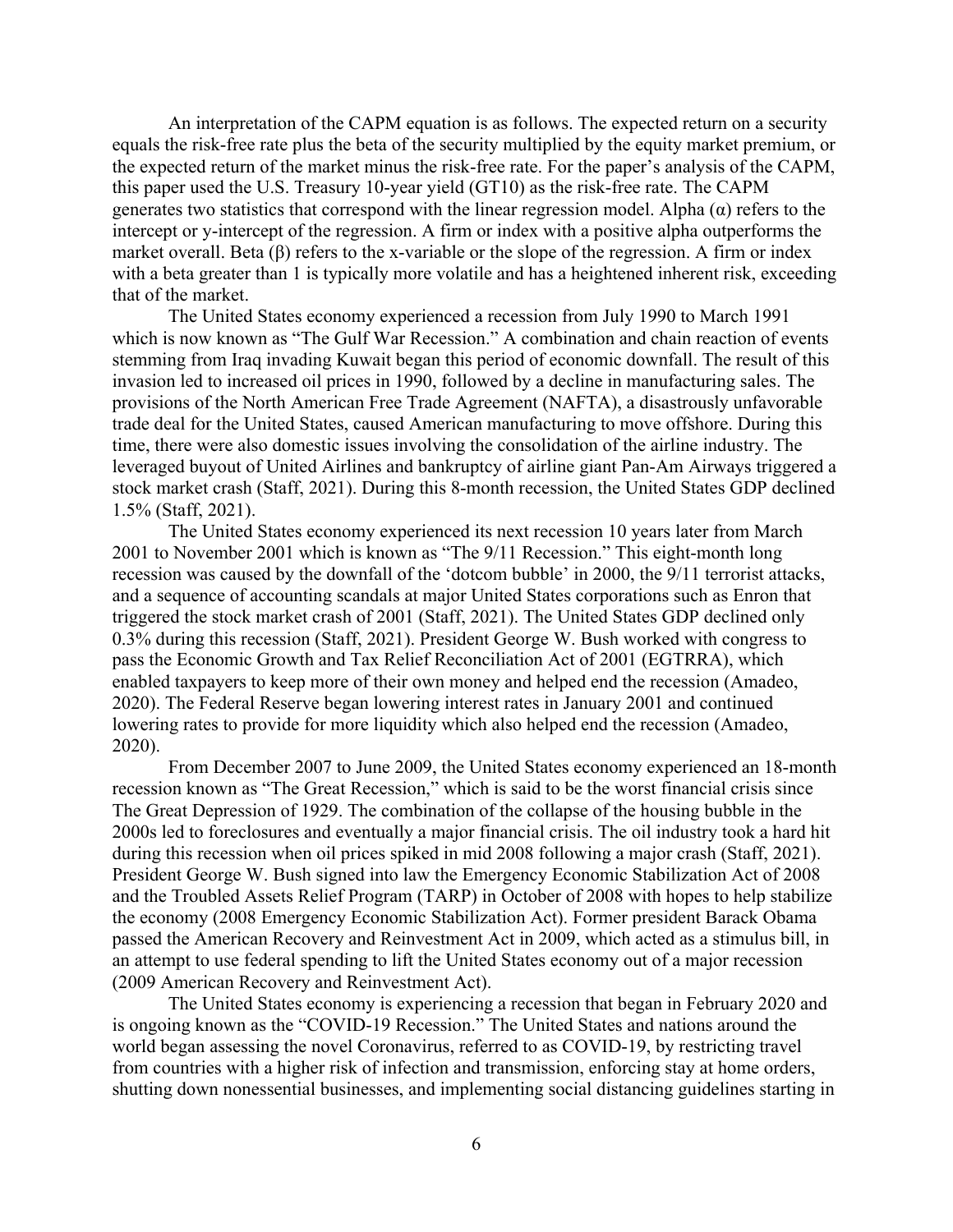An interpretation of the CAPM equation is as follows. The expected return on a security equals the risk-free rate plus the beta of the security multiplied by the equity market premium, or the expected return of the market minus the risk-free rate. For the paper's analysis of the CAPM, this paper used the U.S. Treasury 10-year yield (GT10) as the risk-free rate. The CAPM generates two statistics that correspond with the linear regression model. Alpha ($\alpha$) refers to the intercept or y-intercept of the regression. A firm or index with a positive alpha outperforms the market overall. Beta ($\beta$) refers to the x-variable or the slope of the regression. A firm or index with a beta greater than 1 is typically more volatile and has a heightened inherent risk, exceeding that of the market.

The United States economy experienced a recession from July 1990 to March 1991 which is now known as "The Gulf War Recession." A combination and chain reaction of events stemming from Iraq invading Kuwait began this period of economic downfall. The result of this invasion led to increased oil prices in 1990, followed by a decline in manufacturing sales. The provisions of the North American Free Trade Agreement (NAFTA), a disastrously unfavorable trade deal for the United States, caused American manufacturing to move offshore. During this time, there were also domestic issues involving the consolidation of the airline industry. The leveraged buyout of United Airlines and bankruptcy of airline giant Pan-Am Airways triggered a stock market crash (Staff, 2021). During this 8-month recession, the United States GDP declined 1.5% (Staff, 2021).

The United States economy experienced its next recession 10 years later from March 2001 to November 2001 which is known as "The 9/11 Recession." This eight-month long recession was caused by the downfall of the 'dotcom bubble' in 2000, the 9/11 terrorist attacks, and a sequence of accounting scandals at major United States corporations such as Enron that triggered the stock market crash of 2001 (Staff, 2021). The United States GDP declined only 0.3% during this recession (Staff, 2021). President George W. Bush worked with congress to pass the Economic Growth and Tax Relief Reconciliation Act of 2001 (EGTRRA), which enabled taxpayers to keep more of their own money and helped end the recession (Amadeo, 2020). The Federal Reserve began lowering interest rates in January 2001 and continued lowering rates to provide for more liquidity which also helped end the recession (Amadeo, 2020).

From December 2007 to June 2009, the United States economy experienced an 18-month recession known as "The Great Recession," which is said to be the worst financial crisis since The Great Depression of 1929. The combination of the collapse of the housing bubble in the 2000s led to foreclosures and eventually a major financial crisis. The oil industry took a hard hit during this recession when oil prices spiked in mid 2008 following a major crash (Staff, 2021). President George W. Bush signed into law the Emergency Economic Stabilization Act of 2008 and the Troubled Assets Relief Program (TARP) in October of 2008 with hopes to help stabilize the economy (2008 Emergency Economic Stabilization Act). Former president Barack Obama passed the American Recovery and Reinvestment Act in 2009, which acted as a stimulus bill, in an attempt to use federal spending to lift the United States economy out of a major recession (2009 American Recovery and Reinvestment Act).

The United States economy is experiencing a recession that began in February 2020 and is ongoing known as the "COVID-19 Recession." The United States and nations around the world began assessing the novel Coronavirus, referred to as COVID-19, by restricting travel from countries with a higher risk of infection and transmission, enforcing stay at home orders, shutting down nonessential businesses, and implementing social distancing guidelines starting in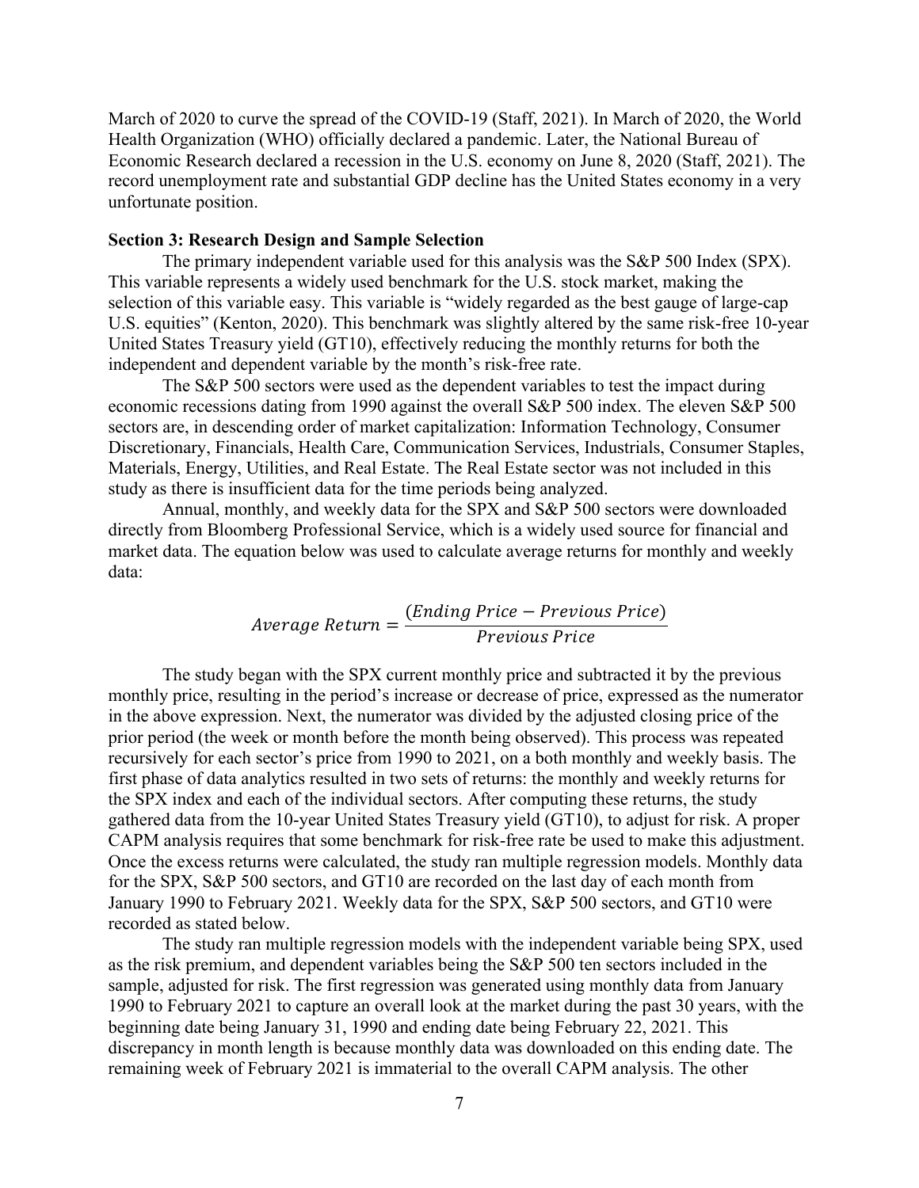March of 2020 to curve the spread of the COVID-19 (Staff, 2021). In March of 2020, the World Health Organization (WHO) officially declared a pandemic. Later, the National Bureau of Economic Research declared a recession in the U.S. economy on June 8, 2020 (Staff, 2021). The record unemployment rate and substantial GDP decline has the United States economy in a very unfortunate position.

**Section 3: Research Design and Sample Selection**

The primary independent variable used for this analysis was the S&P 500 Index (SPX). This variable represents a widely used benchmark for the U.S. stock market, making the selection of this variable easy. This variable is "widely regarded as the best gauge of large-cap U.S. equities" (Kenton, 2020). This benchmark was slightly altered by the same risk-free 10-year United States Treasury yield (GT10), effectively reducing the monthly returns for both the independent and dependent variable by the month's risk-free rate.

The S&P 500 sectors were used as the dependent variables to test the impact during economic recessions dating from 1990 against the overall S&P 500 index. The eleven S&P 500 sectors are, in descending order of market capitalization: Information Technology, Consumer Discretionary, Financials, Health Care, Communication Services, Industrials, Consumer Staples, Materials, Energy, Utilities, and Real Estate. The Real Estate sector was not included in this study as there is insufficient data for the time periods being analyzed.

Annual, monthly, and weekly data for the SPX and S&P 500 sectors were downloaded directly from Bloomberg Professional Service, which is a widely used source for financial and market data. The equation below was used to calculate average returns for monthly and weekly data:

$$Average\ Return = \frac{(Ending\ Price - Previous\ Price)}{Previous\ Price}$$

The study began with the SPX current monthly price and subtracted it by the previous monthly price, resulting in the period's increase or decrease of price, expressed as the numerator in the above expression. Next, the numerator was divided by the adjusted closing price of the prior period (the week or month before the month being observed). This process was repeated recursively for each sector's price from 1990 to 2021, on a both monthly and weekly basis. The first phase of data analytics resulted in two sets of returns: the monthly and weekly returns for the SPX index and each of the individual sectors. After computing these returns, the study gathered data from the 10-year United States Treasury yield (GT10), to adjust for risk. A proper CAPM analysis requires that some benchmark for risk-free rate be used to make this adjustment. Once the excess returns were calculated, the study ran multiple regression models. Monthly data for the SPX, S&P 500 sectors, and GT10 are recorded on the last day of each month from January 1990 to February 2021. Weekly data for the SPX, S&P 500 sectors, and GT10 were recorded as stated below.

The study ran multiple regression models with the independent variable being SPX, used as the risk premium, and dependent variables being the S&P 500 ten sectors included in the sample, adjusted for risk. The first regression was generated using monthly data from January 1990 to February 2021 to capture an overall look at the market during the past 30 years, with the beginning date being January 31, 1990 and ending date being February 22, 2021. This discrepancy in month length is because monthly data was downloaded on this ending date. The remaining week of February 2021 is immaterial to the overall CAPM analysis. The other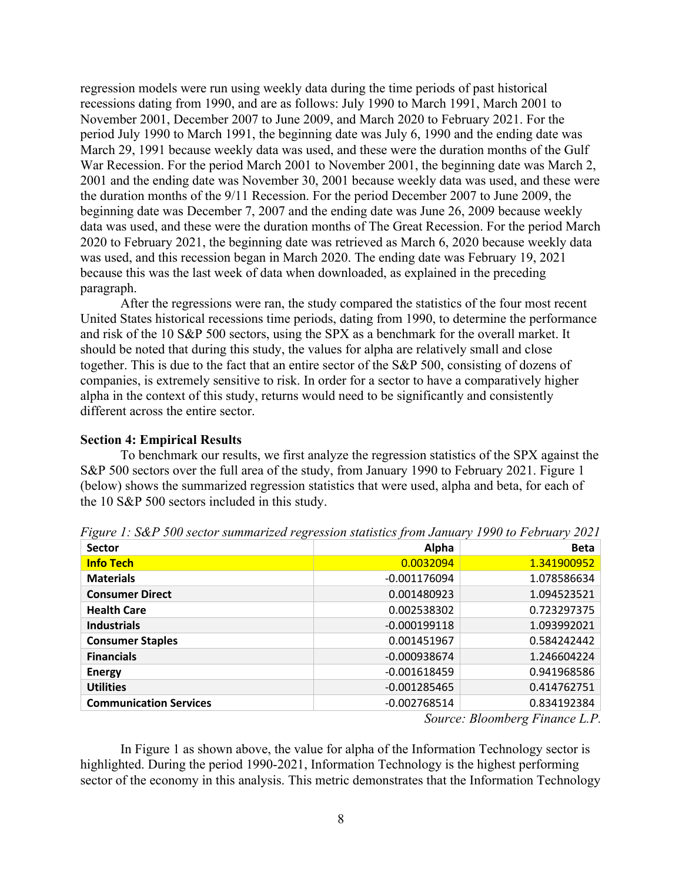regression models were run using weekly data during the time periods of past historical recessions dating from 1990, and are as follows: July 1990 to March 1991, March 2001 to November 2001, December 2007 to June 2009, and March 2020 to February 2021. For the period July 1990 to March 1991, the beginning date was July 6, 1990 and the ending date was March 29, 1991 because weekly data was used, and these were the duration months of the Gulf War Recession. For the period March 2001 to November 2001, the beginning date was March 2, 2001 and the ending date was November 30, 2001 because weekly data was used, and these were the duration months of the 9/11 Recession. For the period December 2007 to June 2009, the beginning date was December 7, 2007 and the ending date was June 26, 2009 because weekly data was used, and these were the duration months of The Great Recession. For the period March 2020 to February 2021, the beginning date was retrieved as March 6, 2020 because weekly data was used, and this recession began in March 2020. The ending date was February 19, 2021 because this was the last week of data when downloaded, as explained in the preceding paragraph.

After the regressions were ran, the study compared the statistics of the four most recent United States historical recessions time periods, dating from 1990, to determine the performance and risk of the 10 S&P 500 sectors, using the SPX as a benchmark for the overall market. It should be noted that during this study, the values for alpha are relatively small and close together. This is due to the fact that an entire sector of the S&P 500, consisting of dozens of companies, is extremely sensitive to risk. In order for a sector to have a comparatively higher alpha in the context of this study, returns would need to be significantly and consistently different across the entire sector.

**Section 4: Empirical Results**

To benchmark our results, we first analyze the regression statistics of the SPX against the S&P 500 sectors over the full area of the study, from January 1990 to February 2021. Figure 1 (below) shows the summarized regression statistics that were used, alpha and beta, for each of the 10 S&P 500 sectors included in this study.

*Figure 1: S&P 500 sector summarized regression statistics from January 1990 to February 2021*

| Sector | Alpha | Beta |
|---|---|---|
| **Info Tech** | 0.0032094 | 1.341900952 |
| **Materials** | -0.001176094 | 1.078586634 |
| **Consumer Direct** | 0.001480923 | 1.094523521 |
| **Health Care** | 0.002538302 | 0.723297375 |
| **Industrials** | -0.000199118 | 1.093992021 |
| **Consumer Staples** | 0.001451967 | 0.584242442 |
| **Financials** | -0.000938674 | 1.246604224 |
| **Energy** | -0.001618459 | 0.941968586 |
| **Utilities** | -0.001285465 | 0.414762751 |
| **Communication Services** | -0.002768514 | 0.834192384 |

*Source: Bloomberg Finance L.P.*

In Figure 1 as shown above, the value for alpha of the Information Technology sector is highlighted. During the period 1990-2021, Information Technology is the highest performing sector of the economy in this analysis. This metric demonstrates that the Information Technology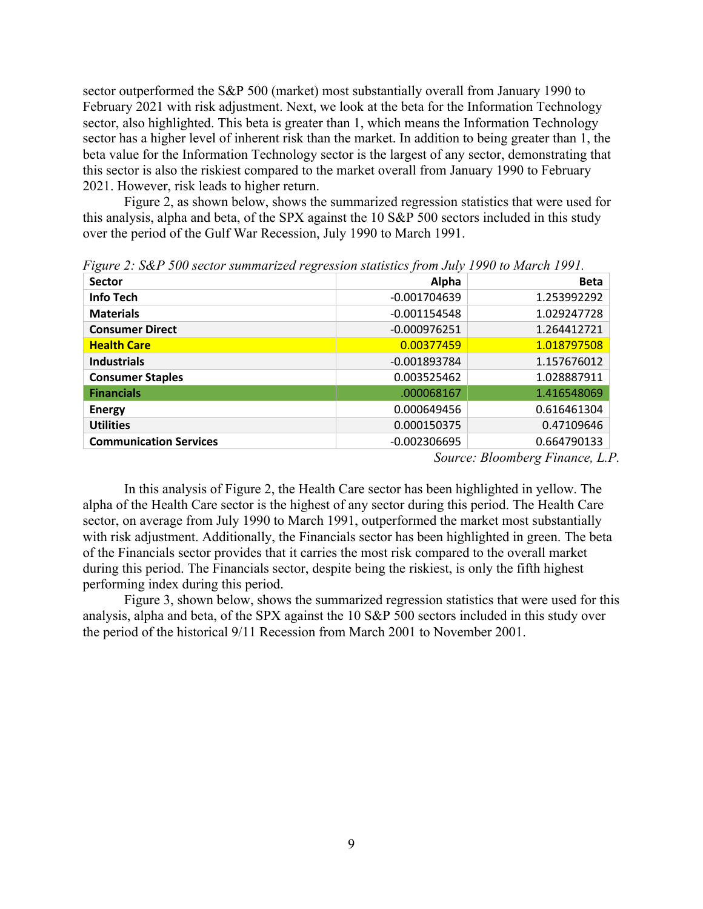sector outperformed the S&P 500 (market) most substantially overall from January 1990 to February 2021 with risk adjustment. Next, we look at the beta for the Information Technology sector, also highlighted. This beta is greater than 1, which means the Information Technology sector has a higher level of inherent risk than the market. In addition to being greater than 1, the beta value for the Information Technology sector is the largest of any sector, demonstrating that this sector is also the riskiest compared to the market overall from January 1990 to February 2021. However, risk leads to higher return.

Figure 2, as shown below, shows the summarized regression statistics that were used for this analysis, alpha and beta, of the SPX against the 10 S&P 500 sectors included in this study over the period of the Gulf War Recession, July 1990 to March 1991.

*Figure 2: S&P 500 sector summarized regression statistics from July 1990 to March 1991.*

| Sector | Alpha | Beta |
|---|---|---|
| Info Tech | -0.001704639 | 1.253992292 |
| Materials | -0.001154548 | 1.029247728 |
| Consumer Direct | -0.000976251 | 1.264412721 |
| Health Care | 0.00377459 | 1.018797508 |
| Industrials | -0.001893784 | 1.157676012 |
| Consumer Staples | 0.003525462 | 1.028887911 |
| Financials | .000068167 | 1.416548069 |
| Energy | 0.000649456 | 0.616461304 |
| Utilities | 0.000150375 | 0.47109646 |
| Communication Services | -0.002306695 | 0.664790133 |

*Source: Bloomberg Finance, L.P.*

In this analysis of Figure 2, the Health Care sector has been highlighted in yellow. The alpha of the Health Care sector is the highest of any sector during this period. The Health Care sector, on average from July 1990 to March 1991, outperformed the market most substantially with risk adjustment. Additionally, the Financials sector has been highlighted in green. The beta of the Financials sector provides that it carries the most risk compared to the overall market during this period. The Financials sector, despite being the riskiest, is only the fifth highest performing index during this period.

Figure 3, shown below, shows the summarized regression statistics that were used for this analysis, alpha and beta, of the SPX against the 10 S&P 500 sectors included in this study over the period of the historical 9/11 Recession from March 2001 to November 2001.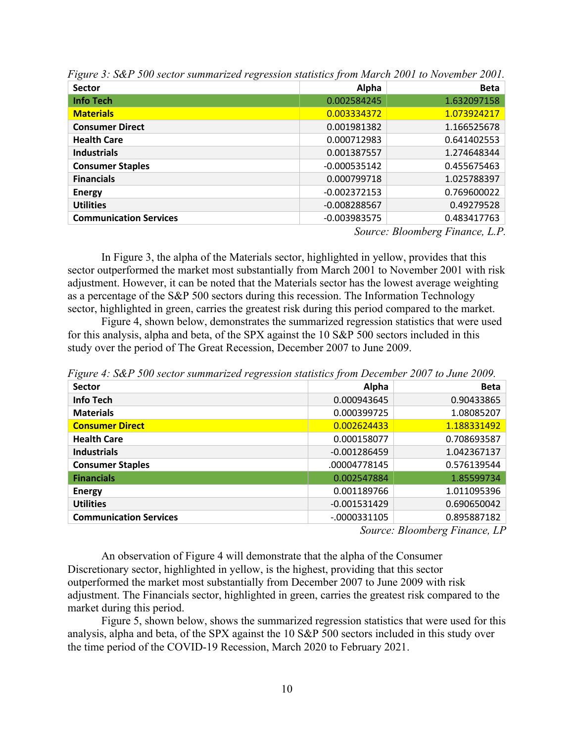*Figure 3: S&P 500 sector summarized regression statistics from March 2001 to November 2001.*

| Sector | Alpha | Beta |
|---|---|---|
| **Info Tech** | 0.002584245 | 1.632097158 |
| **Materials** | 0.003334372 | 1.073924217 |
| **Consumer Direct** | 0.001981382 | 1.166525678 |
| **Health Care** | 0.000712983 | 0.641402553 |
| **Industrials** | 0.001387557 | 1.274648344 |
| **Consumer Staples** | -0.000535142 | 0.455675463 |
| **Financials** | 0.000799718 | 1.025788397 |
| **Energy** | -0.002372153 | 0.769600022 |
| **Utilities** | -0.008288567 | 0.49279528 |
| **Communication Services** | -0.003983575 | 0.483417763 |

*Source: Bloomberg Finance, L.P.*

In Figure 3, the alpha of the Materials sector, highlighted in yellow, provides that this sector outperformed the market most substantially from March 2001 to November 2001 with risk adjustment. However, it can be noted that the Materials sector has the lowest average weighting as a percentage of the S&P 500 sectors during this recession. The Information Technology sector, highlighted in green, carries the greatest risk during this period compared to the market.

Figure 4, shown below, demonstrates the summarized regression statistics that were used for this analysis, alpha and beta, of the SPX against the 10 S&P 500 sectors included in this study over the period of The Great Recession, December 2007 to June 2009.

*Figure 4: S&P 500 sector summarized regression statistics from December 2007 to June 2009.*

| Sector | Alpha | Beta |
|---|---|---|
| **Info Tech** | 0.000943645 | 0.90433865 |
| **Materials** | 0.000399725 | 1.08085207 |
| **Consumer Direct** | 0.002624433 | 1.188331492 |
| **Health Care** | 0.000158077 | 0.708693587 |
| **Industrials** | -0.001286459 | 1.042367137 |
| **Consumer Staples** | .00004778145 | 0.576139544 |
| **Financials** | 0.002547884 | 1.85599734 |
| **Energy** | 0.001189766 | 1.011095396 |
| **Utilities** | -0.001531429 | 0.690650042 |
| **Communication Services** | -.0000331105 | 0.895887182 |

*Source: Bloomberg Finance, LP*

An observation of Figure 4 will demonstrate that the alpha of the Consumer Discretionary sector, highlighted in yellow, is the highest, providing that this sector outperformed the market most substantially from December 2007 to June 2009 with risk adjustment. The Financials sector, highlighted in green, carries the greatest risk compared to the market during this period.

Figure 5, shown below, shows the summarized regression statistics that were used for this analysis, alpha and beta, of the SPX against the 10 S&P 500 sectors included in this study over the time period of the COVID-19 Recession, March 2020 to February 2021.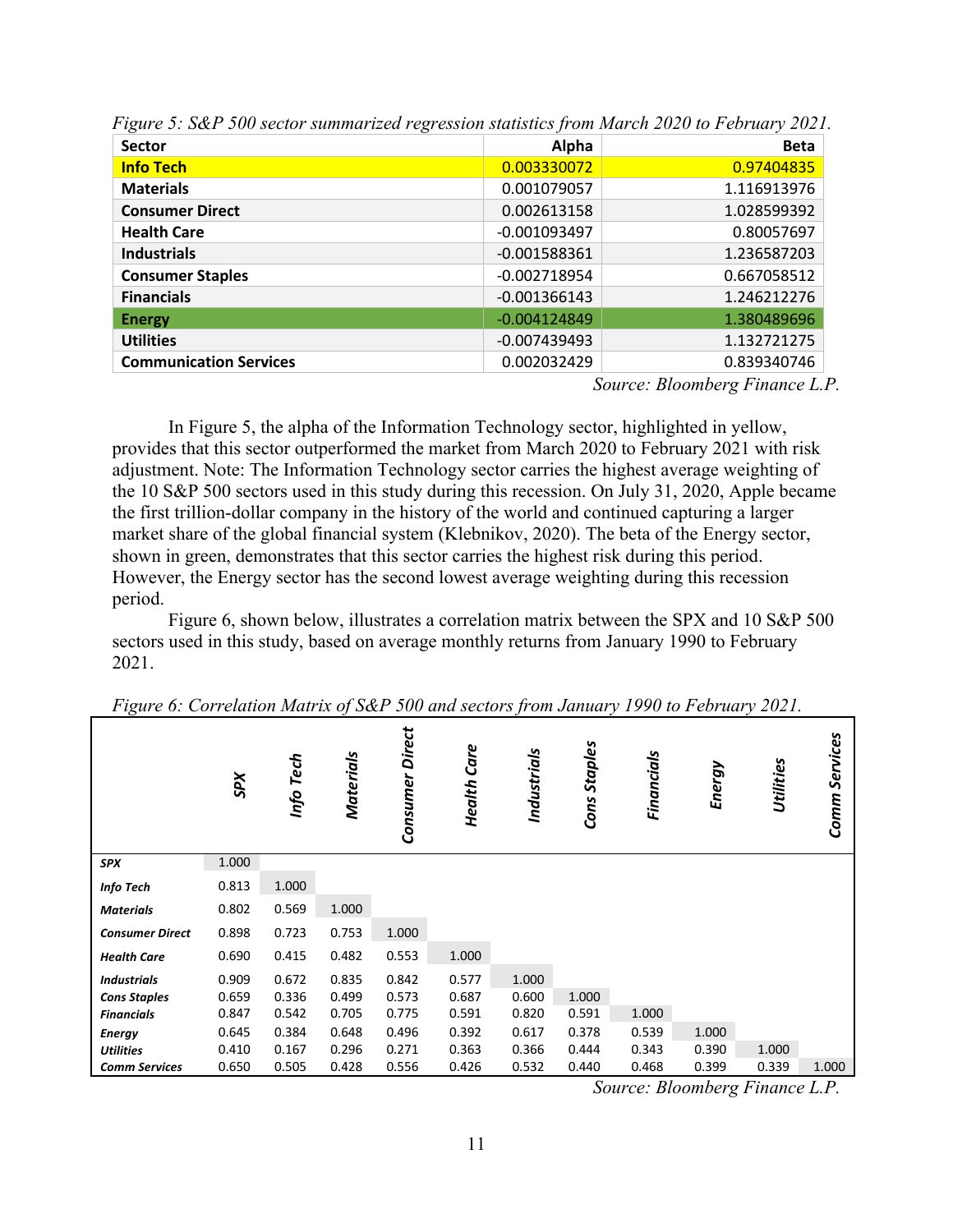*Figure 5: S&P 500 sector summarized regression statistics from March 2020 to February 2021.*

| Sector | Alpha | Beta |
|---|---|---|
| **Info Tech** | 0.003330072 | 0.97404835 |
| **Materials** | 0.001079057 | 1.116913976 |
| **Consumer Direct** | 0.002613158 | 1.028599392 |
| **Health Care** | -0.001093497 | 0.80057697 |
| **Industrials** | -0.001588361 | 1.236587203 |
| **Consumer Staples** | -0.002718954 | 0.667058512 |
| **Financials** | -0.001366143 | 1.246212276 |
| **Energy** | -0.004124849 | 1.380489696 |
| **Utilities** | -0.007439493 | 1.132721275 |
| **Communication Services** | 0.002032429 | 0.839340746 |

*Source: Bloomberg Finance L.P.*

In Figure 5, the alpha of the Information Technology sector, highlighted in yellow, provides that this sector outperformed the market from March 2020 to February 2021 with risk adjustment. Note: The Information Technology sector carries the highest average weighting of the 10 S&P 500 sectors used in this study during this recession. On July 31, 2020, Apple became the first trillion-dollar company in the history of the world and continued capturing a larger market share of the global financial system (Klebnikov, 2020). The beta of the Energy sector, shown in green, demonstrates that this sector carries the highest risk during this period. However, the Energy sector has the second lowest average weighting during this recession period.

Figure 6, shown below, illustrates a correlation matrix between the SPX and 10 S&P 500 sectors used in this study, based on average monthly returns from January 1990 to February 2021.

*Figure 6: Correlation Matrix of S&P 500 and sectors from January 1990 to February 2021.*

| | *SPX* | *Info Tech* | *Materials* | *Consumer Direct* | *Health Care* | *Industrials* | *Cons Staples* | *Financials* | *Energy* | *Utilities* | *Comm Services* |
|---|---|---|---|---|---|---|---|---|---|---|---|
| ***SPX*** | 1.000 | | | | | | | | | | |
| ***Info Tech*** | 0.813 | 1.000 | | | | | | | | | |
| ***Materials*** | 0.802 | 0.569 | 1.000 | | | | | | | | |
| ***Consumer Direct*** | 0.898 | 0.723 | 0.753 | 1.000 | | | | | | | |
| ***Health Care*** | 0.690 | 0.415 | 0.482 | 0.553 | 1.000 | | | | | | |
| ***Industrials*** | 0.909 | 0.672 | 0.835 | 0.842 | 0.577 | 1.000 | | | | | |
| ***Cons Staples*** | 0.659 | 0.336 | 0.499 | 0.573 | 0.687 | 0.600 | 1.000 | | | | |
| ***Financials*** | 0.847 | 0.542 | 0.705 | 0.775 | 0.591 | 0.820 | 0.591 | 1.000 | | | |
| ***Energy*** | 0.645 | 0.384 | 0.648 | 0.496 | 0.392 | 0.617 | 0.378 | 0.539 | 1.000 | | |
| ***Utilities*** | 0.410 | 0.167 | 0.296 | 0.271 | 0.363 | 0.366 | 0.444 | 0.343 | 0.390 | 1.000 | |
| ***Comm Services*** | 0.650 | 0.505 | 0.428 | 0.556 | 0.426 | 0.532 | 0.440 | 0.468 | 0.399 | 0.339 | 1.000 |

*Source: Bloomberg Finance L.P.*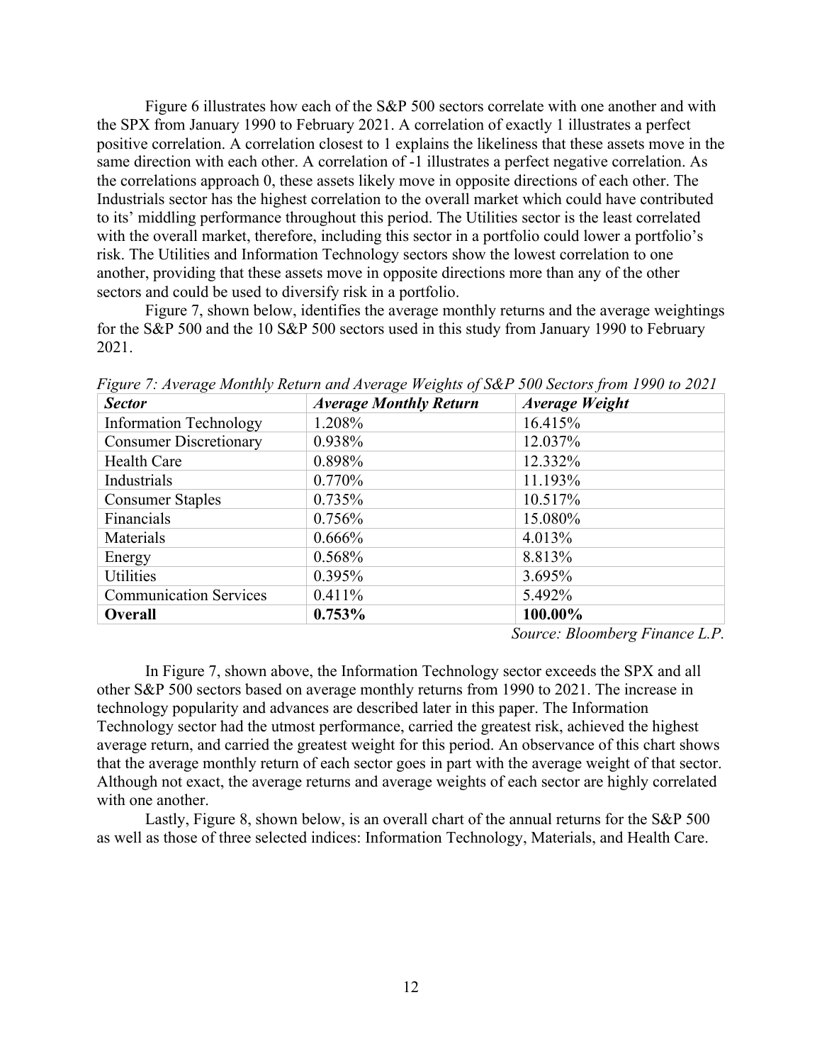Figure 6 illustrates how each of the S&P 500 sectors correlate with one another and with the SPX from January 1990 to February 2021. A correlation of exactly 1 illustrates a perfect positive correlation. A correlation closest to 1 explains the likeliness that these assets move in the same direction with each other. A correlation of -1 illustrates a perfect negative correlation. As the correlations approach 0, these assets likely move in opposite directions of each other. The Industrials sector has the highest correlation to the overall market which could have contributed to its' middling performance throughout this period. The Utilities sector is the least correlated with the overall market, therefore, including this sector in a portfolio could lower a portfolio's risk. The Utilities and Information Technology sectors show the lowest correlation to one another, providing that these assets move in opposite directions more than any of the other sectors and could be used to diversify risk in a portfolio.

Figure 7, shown below, identifies the average monthly returns and the average weightings for the S&P 500 and the 10 S&P 500 sectors used in this study from January 1990 to February 2021.

*Figure 7: Average Monthly Return and Average Weights of S&P 500 Sectors from 1990 to 2021*

| ***Sector*** | ***Average Monthly Return*** | ***Average Weight*** |
|---|---|---|
| Information Technology | 1.208% | 16.415% |
| Consumer Discretionary | 0.938% | 12.037% |
| Health Care | 0.898% | 12.332% |
| Industrials | 0.770% | 11.193% |
| Consumer Staples | 0.735% | 10.517% |
| Financials | 0.756% | 15.080% |
| Materials | 0.666% | 4.013% |
| Energy | 0.568% | 8.813% |
| Utilities | 0.395% | 3.695% |
| Communication Services | 0.411% | 5.492% |
| **Overall** | **0.753%** | **100.00%** |

*Source: Bloomberg Finance L.P.*

In Figure 7, shown above, the Information Technology sector exceeds the SPX and all other S&P 500 sectors based on average monthly returns from 1990 to 2021. The increase in technology popularity and advances are described later in this paper. The Information Technology sector had the utmost performance, carried the greatest risk, achieved the highest average return, and carried the greatest weight for this period. An observance of this chart shows that the average monthly return of each sector goes in part with the average weight of that sector. Although not exact, the average returns and average weights of each sector are highly correlated with one another.

Lastly, Figure 8, shown below, is an overall chart of the annual returns for the S&P 500 as well as those of three selected indices: Information Technology, Materials, and Health Care.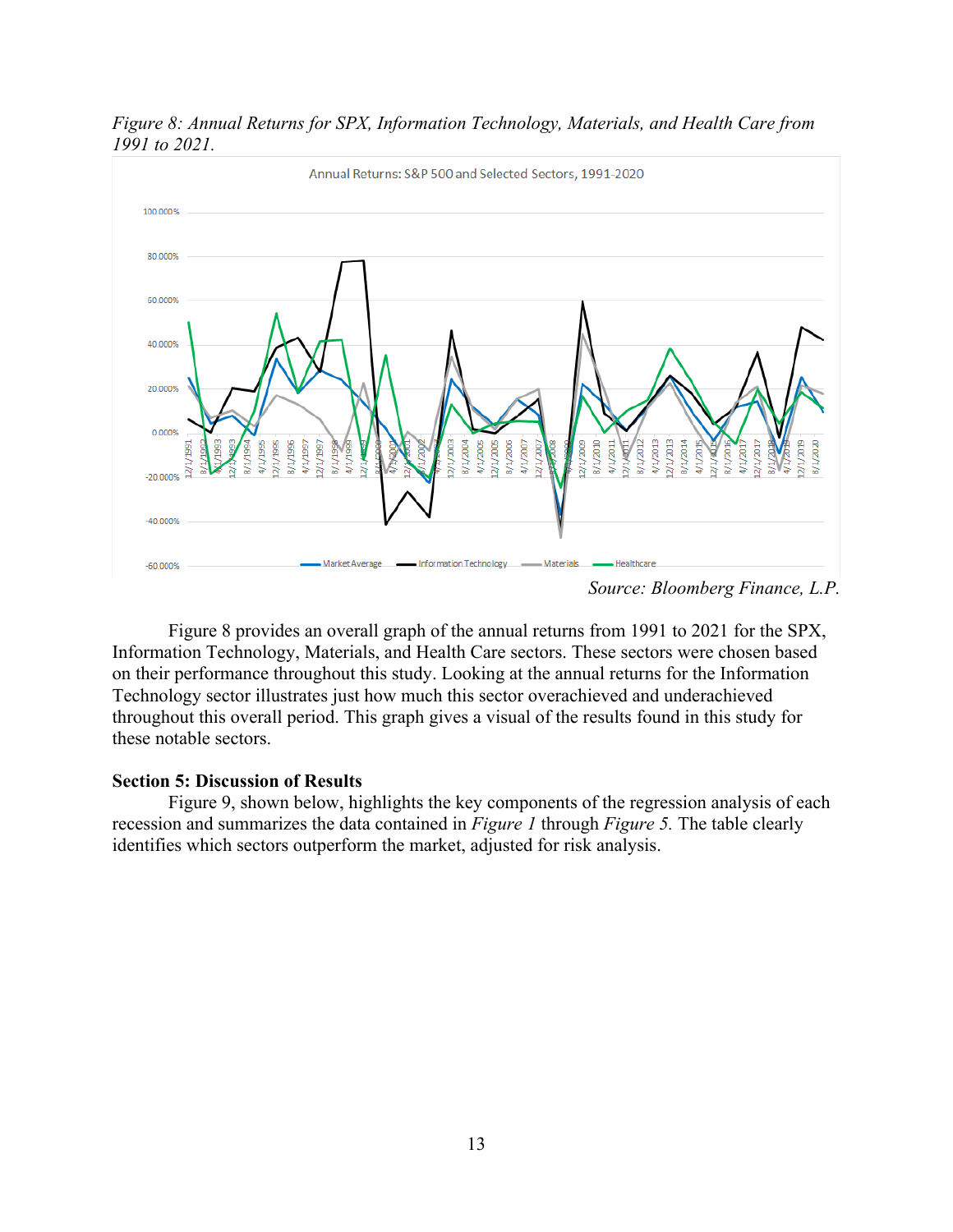*Figure 8: Annual Returns for SPX, Information Technology, Materials, and Health Care from 1991 to 2021.*

*Source: Bloomberg Finance, L.P.*

Figure 8 provides an overall graph of the annual returns from 1991 to 2021 for the SPX, Information Technology, Materials, and Health Care sectors. These sectors were chosen based on their performance throughout this study. Looking at the annual returns for the Information Technology sector illustrates just how much this sector overachieved and underachieved throughout this overall period. This graph gives a visual of the results found in this study for these notable sectors.

**Section 5: Discussion of Results**

Figure 9, shown below, highlights the key components of the regression analysis of each recession and summarizes the data contained in *Figure 1* through *Figure 5.* The table clearly identifies which sectors outperform the market, adjusted for risk analysis.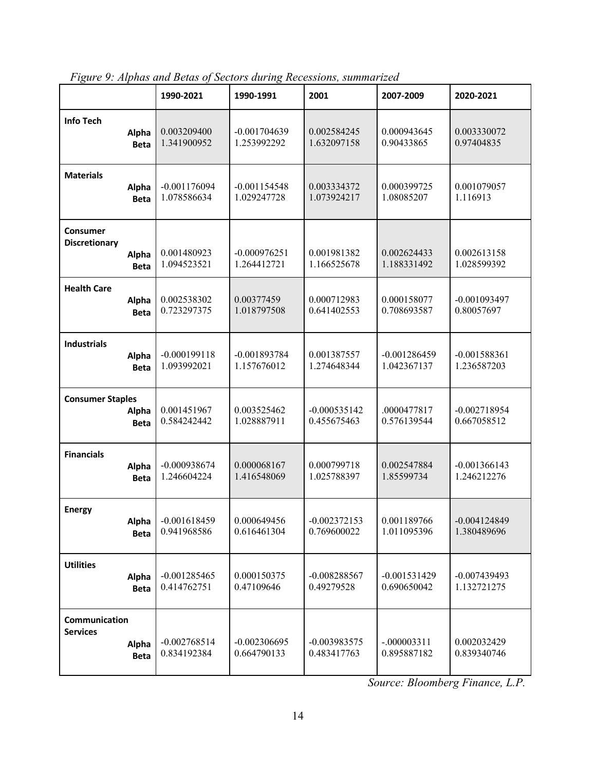*Figure 9: Alphas and Betas of Sectors during Recessions, summarized*

| | 1990-2021 | 1990-1991 | 2001 | 2007-2009 | 2020-2021 |
|---|---|---|---|---|---|
| **Info Tech** | | | | | |
| **Alpha** | 0.003209400 | -0.001704639 | 0.002584245 | 0.000943645 | 0.003330072 |
| **Beta** | 1.341900952 | 1.253992292 | 1.632097158 | 0.90433865 | 0.97404835 |
| **Materials** | | | | | |
| **Alpha** | -0.001176094 | -0.001154548 | 0.003334372 | 0.000399725 | 0.001079057 |
| **Beta** | 1.078586634 | 1.029247728 | 1.073924217 | 1.08085207 | 1.116913 |
| **Consumer Discretionary** | | | | | |
| **Alpha** | 0.001480923 | -0.000976251 | 0.001981382 | 0.002624433 | 0.002613158 |
| **Beta** | 1.094523521 | 1.264412721 | 1.166525678 | 1.188331492 | 1.028599392 |
| **Health Care** | | | | | |
| **Alpha** | 0.002538302 | 0.00377459 | 0.000712983 | 0.000158077 | -0.001093497 |
| **Beta** | 0.723297375 | 1.018797508 | 0.641402553 | 0.708693587 | 0.80057697 |
| **Industrials** | | | | | |
| **Alpha** | -0.000199118 | -0.001893784 | 0.001387557 | -0.001286459 | -0.001588361 |
| **Beta** | 1.093992021 | 1.157676012 | 1.274648344 | 1.042367137 | 1.236587203 |
| **Consumer Staples** | | | | | |
| **Alpha** | 0.001451967 | 0.003525462 | -0.000535142 | .0000477817 | -0.002718954 |
| **Beta** | 0.584242442 | 1.028887911 | 0.455675463 | 0.576139544 | 0.667058512 |
| **Financials** | | | | | |
| **Alpha** | -0.000938674 | 0.000068167 | 0.000799718 | 0.002547884 | -0.001366143 |
| **Beta** | 1.246604224 | 1.416548069 | 1.025788397 | 1.85599734 | 1.246212276 |
| **Energy** | | | | | |
| **Alpha** | -0.001618459 | 0.000649456 | -0.002372153 | 0.001189766 | -0.004124849 |
| **Beta** | 0.941968586 | 0.616461304 | 0.769600022 | 1.011095396 | 1.380489696 |
| **Utilities** | | | | | |
| **Alpha** | -0.001285465 | 0.000150375 | -0.008288567 | -0.001531429 | -0.007439493 |
| **Beta** | 0.414762751 | 0.47109646 | 0.49279528 | 0.690650042 | 1.132721275 |
| **Communication Services** | | | | | |
| **Alpha** | -0.002768514 | -0.002306695 | -0.003983575 | -.000003311 | 0.002032429 |
| **Beta** | 0.834192384 | 0.664790133 | 0.483417763 | 0.895887182 | 0.839340746 |

*Source: Bloomberg Finance, L.P.*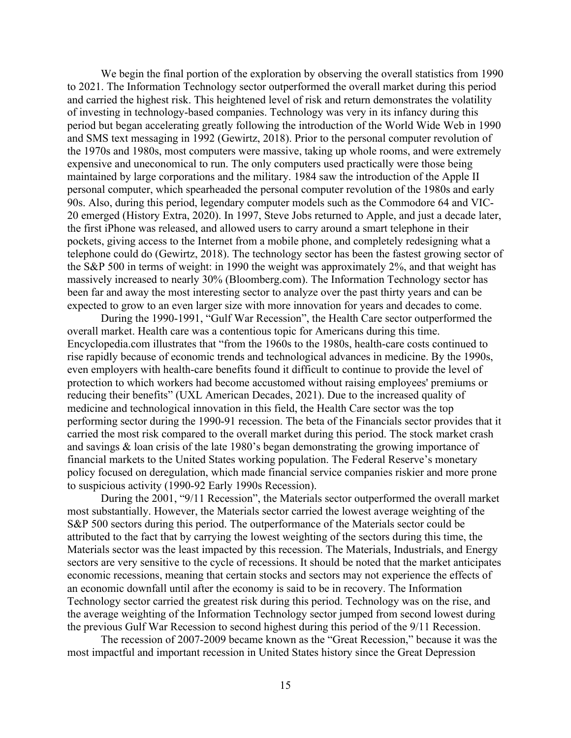We begin the final portion of the exploration by observing the overall statistics from 1990 to 2021. The Information Technology sector outperformed the overall market during this period and carried the highest risk. This heightened level of risk and return demonstrates the volatility of investing in technology-based companies. Technology was very in its infancy during this period but began accelerating greatly following the introduction of the World Wide Web in 1990 and SMS text messaging in 1992 (Gewirtz, 2018). Prior to the personal computer revolution of the 1970s and 1980s, most computers were massive, taking up whole rooms, and were extremely expensive and uneconomical to run. The only computers used practically were those being maintained by large corporations and the military. 1984 saw the introduction of the Apple II personal computer, which spearheaded the personal computer revolution of the 1980s and early 90s. Also, during this period, legendary computer models such as the Commodore 64 and VIC-20 emerged (History Extra, 2020). In 1997, Steve Jobs returned to Apple, and just a decade later, the first iPhone was released, and allowed users to carry around a smart telephone in their pockets, giving access to the Internet from a mobile phone, and completely redesigning what a telephone could do (Gewirtz, 2018). The technology sector has been the fastest growing sector of the S&P 500 in terms of weight: in 1990 the weight was approximately 2%, and that weight has massively increased to nearly 30% (Bloomberg.com). The Information Technology sector has been far and away the most interesting sector to analyze over the past thirty years and can be expected to grow to an even larger size with more innovation for years and decades to come.

During the 1990-1991, "Gulf War Recession", the Health Care sector outperformed the overall market. Health care was a contentious topic for Americans during this time. Encyclopedia.com illustrates that "from the 1960s to the 1980s, health-care costs continued to rise rapidly because of economic trends and technological advances in medicine. By the 1990s, even employers with health-care benefits found it difficult to continue to provide the level of protection to which workers had become accustomed without raising employees' premiums or reducing their benefits" (UXL American Decades, 2021). Due to the increased quality of medicine and technological innovation in this field, the Health Care sector was the top performing sector during the 1990-91 recession. The beta of the Financials sector provides that it carried the most risk compared to the overall market during this period. The stock market crash and savings & loan crisis of the late 1980's began demonstrating the growing importance of financial markets to the United States working population. The Federal Reserve's monetary policy focused on deregulation, which made financial service companies riskier and more prone to suspicious activity (1990-92 Early 1990s Recession).

During the 2001, "9/11 Recession", the Materials sector outperformed the overall market most substantially. However, the Materials sector carried the lowest average weighting of the S&P 500 sectors during this period. The outperformance of the Materials sector could be attributed to the fact that by carrying the lowest weighting of the sectors during this time, the Materials sector was the least impacted by this recession. The Materials, Industrials, and Energy sectors are very sensitive to the cycle of recessions. It should be noted that the market anticipates economic recessions, meaning that certain stocks and sectors may not experience the effects of an economic downfall until after the economy is said to be in recovery. The Information Technology sector carried the greatest risk during this period. Technology was on the rise, and the average weighting of the Information Technology sector jumped from second lowest during the previous Gulf War Recession to second highest during this period of the 9/11 Recession.

The recession of 2007-2009 became known as the "Great Recession," because it was the most impactful and important recession in United States history since the Great Depression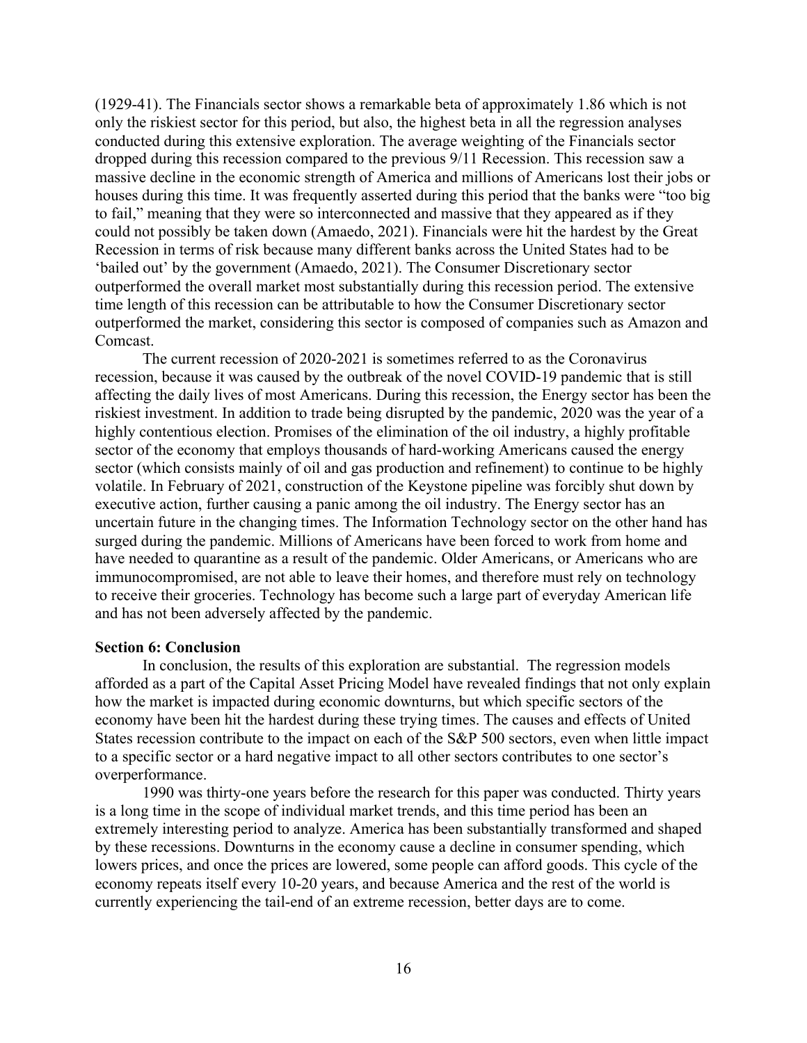(1929-41). The Financials sector shows a remarkable beta of approximately 1.86 which is not only the riskiest sector for this period, but also, the highest beta in all the regression analyses conducted during this extensive exploration. The average weighting of the Financials sector dropped during this recession compared to the previous 9/11 Recession. This recession saw a massive decline in the economic strength of America and millions of Americans lost their jobs or houses during this time. It was frequently asserted during this period that the banks were "too big to fail," meaning that they were so interconnected and massive that they appeared as if they could not possibly be taken down (Amaedo, 2021). Financials were hit the hardest by the Great Recession in terms of risk because many different banks across the United States had to be 'bailed out' by the government (Amaedo, 2021). The Consumer Discretionary sector outperformed the overall market most substantially during this recession period. The extensive time length of this recession can be attributable to how the Consumer Discretionary sector outperformed the market, considering this sector is composed of companies such as Amazon and Comcast.

The current recession of 2020-2021 is sometimes referred to as the Coronavirus recession, because it was caused by the outbreak of the novel COVID-19 pandemic that is still affecting the daily lives of most Americans. During this recession, the Energy sector has been the riskiest investment. In addition to trade being disrupted by the pandemic, 2020 was the year of a highly contentious election. Promises of the elimination of the oil industry, a highly profitable sector of the economy that employs thousands of hard-working Americans caused the energy sector (which consists mainly of oil and gas production and refinement) to continue to be highly volatile. In February of 2021, construction of the Keystone pipeline was forcibly shut down by executive action, further causing a panic among the oil industry. The Energy sector has an uncertain future in the changing times. The Information Technology sector on the other hand has surged during the pandemic. Millions of Americans have been forced to work from home and have needed to quarantine as a result of the pandemic. Older Americans, or Americans who are immunocompromised, are not able to leave their homes, and therefore must rely on technology to receive their groceries. Technology has become such a large part of everyday American life and has not been adversely affected by the pandemic.

**Section 6: Conclusion**

In conclusion, the results of this exploration are substantial. The regression models afforded as a part of the Capital Asset Pricing Model have revealed findings that not only explain how the market is impacted during economic downturns, but which specific sectors of the economy have been hit the hardest during these trying times. The causes and effects of United States recession contribute to the impact on each of the S&P 500 sectors, even when little impact to a specific sector or a hard negative impact to all other sectors contributes to one sector's overperformance.

1990 was thirty-one years before the research for this paper was conducted. Thirty years is a long time in the scope of individual market trends, and this time period has been an extremely interesting period to analyze. America has been substantially transformed and shaped by these recessions. Downturns in the economy cause a decline in consumer spending, which lowers prices, and once the prices are lowered, some people can afford goods. This cycle of the economy repeats itself every 10-20 years, and because America and the rest of the world is currently experiencing the tail-end of an extreme recession, better days are to come.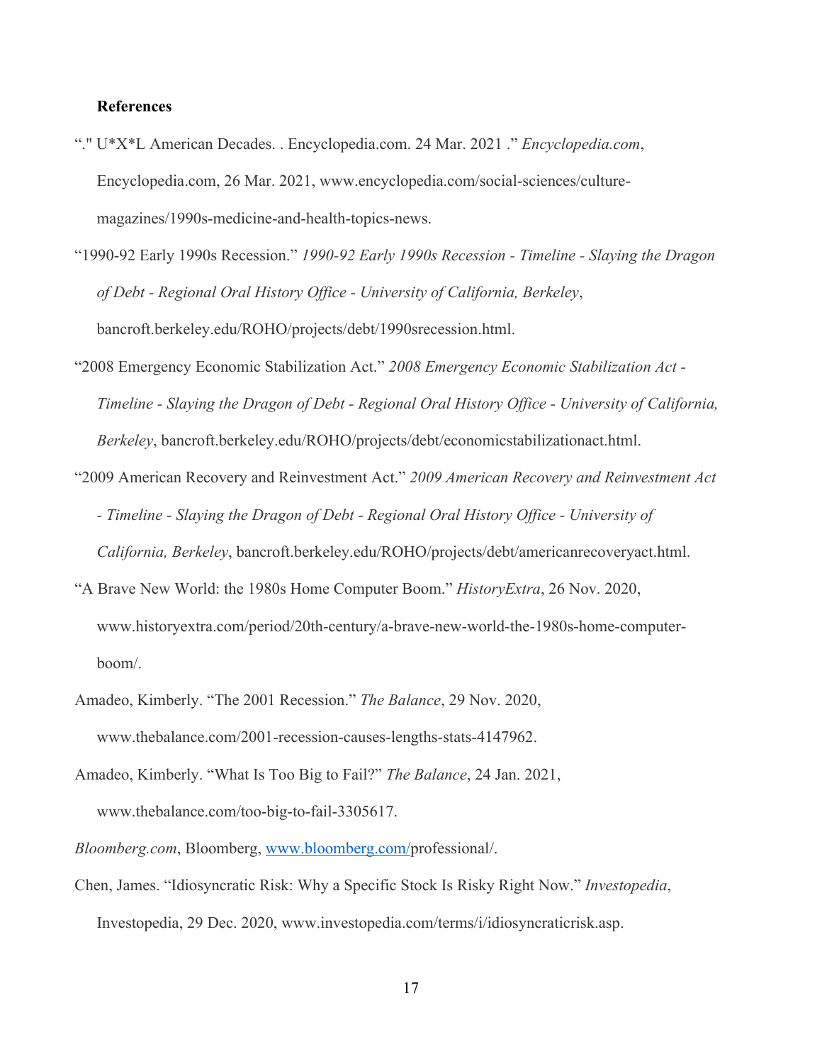**References**

“." U*X*L American Decades. . Encyclopedia.com. 24 Mar. 2021 .” *Encyclopedia.com*, Encyclopedia.com, 26 Mar. 2021, www.encyclopedia.com/social-sciences/culture-magazines/1990s-medicine-and-health-topics-news.

“1990-92 Early 1990s Recession.” *1990-92 Early 1990s Recession - Timeline - Slaying the Dragon of Debt - Regional Oral History Office - University of California, Berkeley*, bancroft.berkeley.edu/ROHO/projects/debt/1990srecession.html.

“2008 Emergency Economic Stabilization Act.” *2008 Emergency Economic Stabilization Act - Timeline - Slaying the Dragon of Debt - Regional Oral History Office - University of California, Berkeley*, bancroft.berkeley.edu/ROHO/projects/debt/economicstabilizationact.html.

“2009 American Recovery and Reinvestment Act.” *2009 American Recovery and Reinvestment Act - Timeline - Slaying the Dragon of Debt - Regional Oral History Office - University of California, Berkeley*, bancroft.berkeley.edu/ROHO/projects/debt/americanrecoveryact.html.

“A Brave New World: the 1980s Home Computer Boom.” *HistoryExtra*, 26 Nov. 2020, www.historyextra.com/period/20th-century/a-brave-new-world-the-1980s-home-computer-boom/.

Amadeo, Kimberly. “The 2001 Recession.” *The Balance*, 29 Nov. 2020, www.thebalance.com/2001-recession-causes-lengths-stats-4147962.

Amadeo, Kimberly. “What Is Too Big to Fail?” *The Balance*, 24 Jan. 2021, www.thebalance.com/too-big-to-fail-3305617.

*Bloomberg.com*, Bloomberg, www.bloomberg.com/professional/.

Chen, James. “Idiosyncratic Risk: Why a Specific Stock Is Risky Right Now.” *Investopedia*, Investopedia, 29 Dec. 2020, www.investopedia.com/terms/i/idiosyncraticrisk.asp.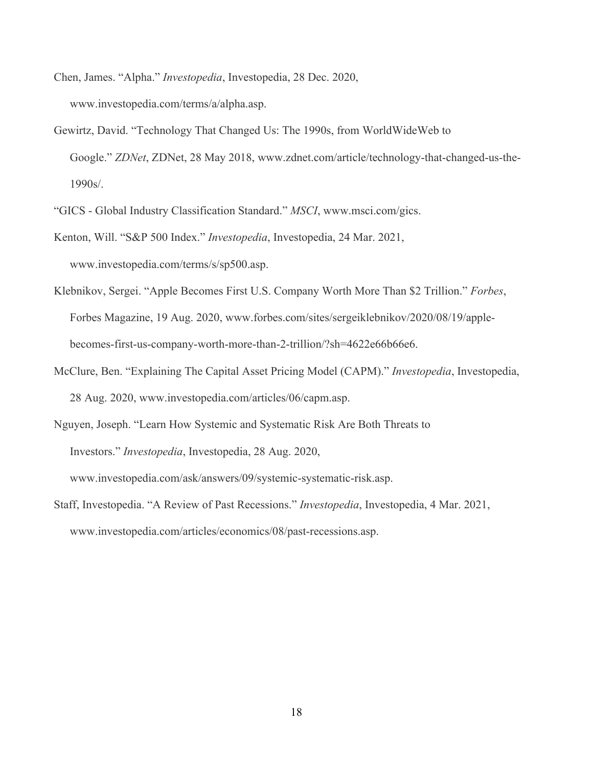Chen, James. “Alpha.” *Investopedia*, Investopedia, 28 Dec. 2020, www.investopedia.com/terms/a/alpha.asp.

Gewirtz, David. “Technology That Changed Us: The 1990s, from WorldWideWeb to Google.” *ZDNet*, ZDNet, 28 May 2018, www.zdnet.com/article/technology-that-changed-us-the-1990s/.

“GICS - Global Industry Classification Standard.” *MSCI*, www.msci.com/gics.

Kenton, Will. “S&P 500 Index.” *Investopedia*, Investopedia, 24 Mar. 2021, www.investopedia.com/terms/s/sp500.asp.

Klebnikov, Sergei. “Apple Becomes First U.S. Company Worth More Than $2 Trillion.” *Forbes*, Forbes Magazine, 19 Aug. 2020, www.forbes.com/sites/sergeiklebnikov/2020/08/19/apple-becomes-first-us-company-worth-more-than-2-trillion/?sh=4622e66b66e6.

McClure, Ben. “Explaining The Capital Asset Pricing Model (CAPM).” *Investopedia*, Investopedia, 28 Aug. 2020, www.investopedia.com/articles/06/capm.asp.

Nguyen, Joseph. “Learn How Systemic and Systematic Risk Are Both Threats to Investors.” *Investopedia*, Investopedia, 28 Aug. 2020, www.investopedia.com/ask/answers/09/systemic-systematic-risk.asp.

Staff, Investopedia. “A Review of Past Recessions.” *Investopedia*, Investopedia, 4 Mar. 2021, www.investopedia.com/articles/economics/08/past-recessions.asp.